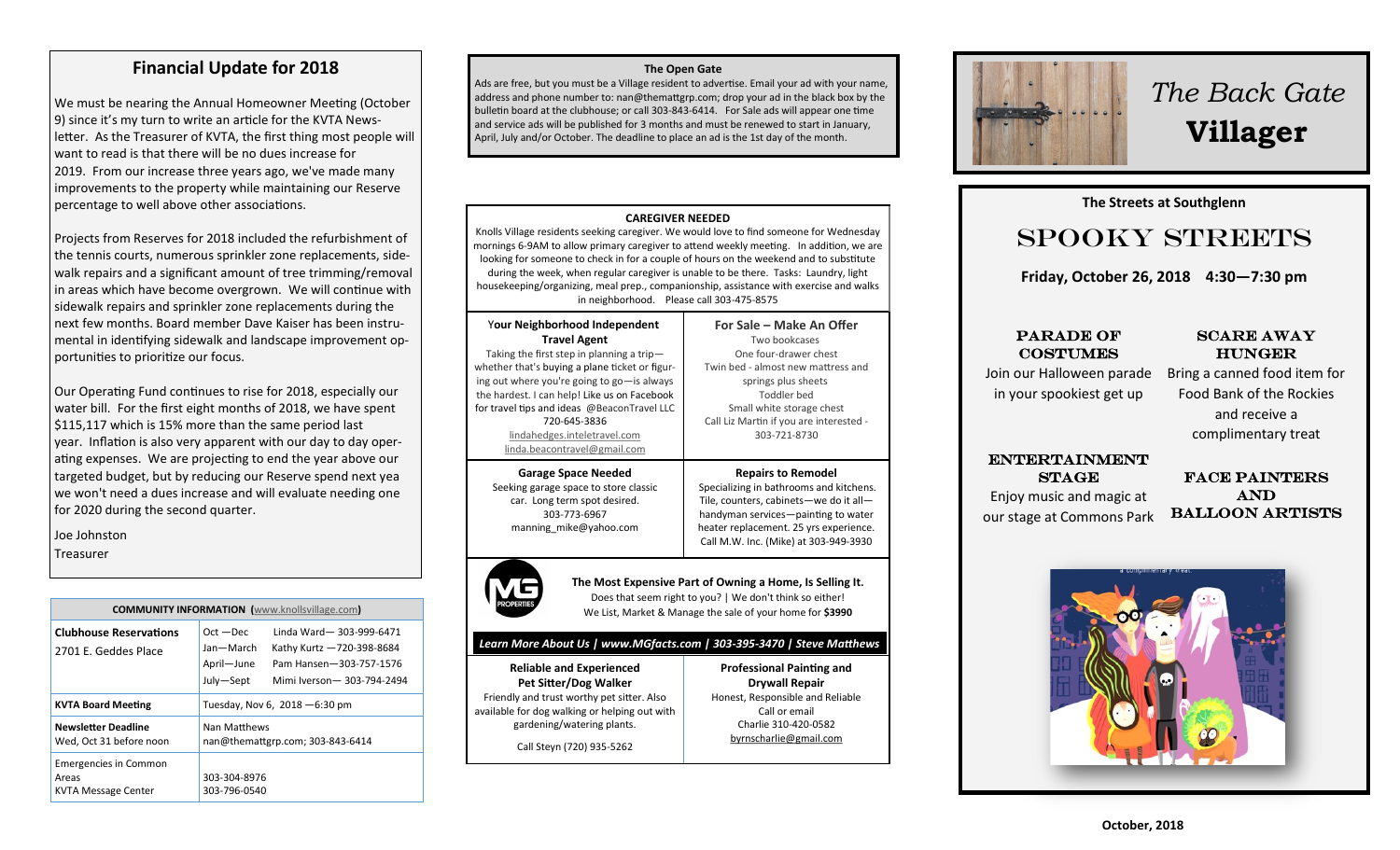## Financial Update for 2018

We must be nearing the Annual Homeowner Meeting (October 9) since it's my turn to write an article for the KVTA Newsletter. As the Treasurer of KVTA, the first thing most people will want to read is that there will be no dues increase for 2019. From our increase three years ago, we've made many improvements to the property while maintaining our Reserve percentage to well above other associations.

Projects from Reserves for 2018 included the refurbishment of the tennis courts, numerous sprinkler zone replacements, sidewalk repairs and a significant amount of tree trimming/removal in areas which have become overgrown. We will continue with sidewalk repairs and sprinkler zone replacements during the next few months. Board member Dave Kaiser has been instrumental in identifying sidewalk and landscape improvement opportunities to prioritize our focus.

Our Operating Fund continues to rise for 2018, especially our water bill. For the first eight months of 2018, we have spent $115,117 which is 15% more than the same period last year. Inflation is also very apparent with our day to day operating expenses. We are projecting to end the year above our targeted budget, but by reducing our Reserve spend next yea we won't need a dues increase and will evaluate needing one for 2020 during the second quarter.

Joe Johnston
Treasurer

| COMMUNITY INFORMATION (www.knollsvillage.com) | |
|---|---|
| **Clubhouse Reservations** 2701 E. Geddes Place | Oct —Dec Linda Ward— 303-999-6471<br>Jan—March Kathy Kurtz —720-398-8684<br>April—June Pam Hansen—303-757-1576<br>July—Sept Mimi Iverson— 303-794-2494 |
| **KVTA Board Meeting** | Tuesday, Nov 6, 2018 —6:30 pm |
| **Newsletter Deadline** Wed, Oct 31 before noon | Nan Matthews<br>nan@themattgrp.com; 303-843-6414 |
| Emergencies in Common Areas<br>KVTA Message Center | 303-304-8976<br>303-796-0540 |

### The Open Gate

Ads are free, but you must be a Village resident to advertise. Email your ad with your name, address and phone number to: nan@themattgrp.com; drop your ad in the black box by the bulletin board at the clubhouse; or call 303-843-6414. For Sale ads will appear one time and service ads will be published for 3 months and must be renewed to start in January, April, July and/or October. The deadline to place an ad is the 1st day of the month.

### CAREGIVER NEEDED

Knolls Village residents seeking caregiver. We would love to find someone for Wednesday mornings 6-9AM to allow primary caregiver to attend weekly meeting. In addition, we are looking for someone to check in for a couple of hours on the weekend and to substitute during the week, when regular caregiver is unable to be there. Tasks: Laundry, light housekeeping/organizing, meal prep., companionship, assistance with exercise and walks in neighborhood. Please call 303-475-8575

### Your Neighborhood Independent Travel Agent

Taking the first step in planning a trip—whether that's buying a plane ticket or figuring out where you're going to go—is always the hardest. I can help! Like us on Facebook for travel tips and ideas @BeaconTravel LLC
720-645-3836
lindahedges.inteletravel.com
linda.beacontravel@gmail.com

### For Sale – Make An Offer

Two bookcases
One four-drawer chest
Twin bed - almost new mattress and springs plus sheets
Toddler bed
Small white storage chest
Call Liz Martin if you are interested - 303-721-8730

### Garage Space Needed

Seeking garage space to store classic car. Long term spot desired.
303-773-6967
manning_mike@yahoo.com

### Repairs to Remodel

Specializing in bathrooms and kitchens. Tile, counters, cabinets—we do it all—handyman services—painting to water heater replacement. 25 yrs experience. Call M.W. Inc. (Mike) at 303-949-3930

**The Most Expensive Part of Owning a Home, Is Selling It.**
Does that seem right to you? | We don't think so either!
We List, Market & Manage the sale of your home for **$3990**

*Learn More About Us | www.MGfacts.com | 303-395-3470 | Steve Matthews*

### Reliable and Experienced Pet Sitter/Dog Walker

Friendly and trust worthy pet sitter. Also available for dog walking or helping out with gardening/watering plants.

Call Steyn (720) 935-5262

### Professional Painting and Drywall Repair

Honest, Responsible and Reliable
Call or email
Charlie 310-420-0582
byrnscharlie@gmail.com

# *The Back Gate* **Villager**

**The Streets at Southglenn**

## SPOOKY STREETS

**Friday, October 26, 2018 4:30—7:30 pm**

### PARADE OF COSTUMES

Join our Halloween parade in your spookiest get up

### SCARE AWAY HUNGER

Bring a canned food item for Food Bank of the Rockies and receive a complimentary treat

### ENTERTAINMENT STAGE

Enjoy music and magic at our stage at Commons Park

### FACE PAINTERS AND BALLOON ARTISTS

October, 2018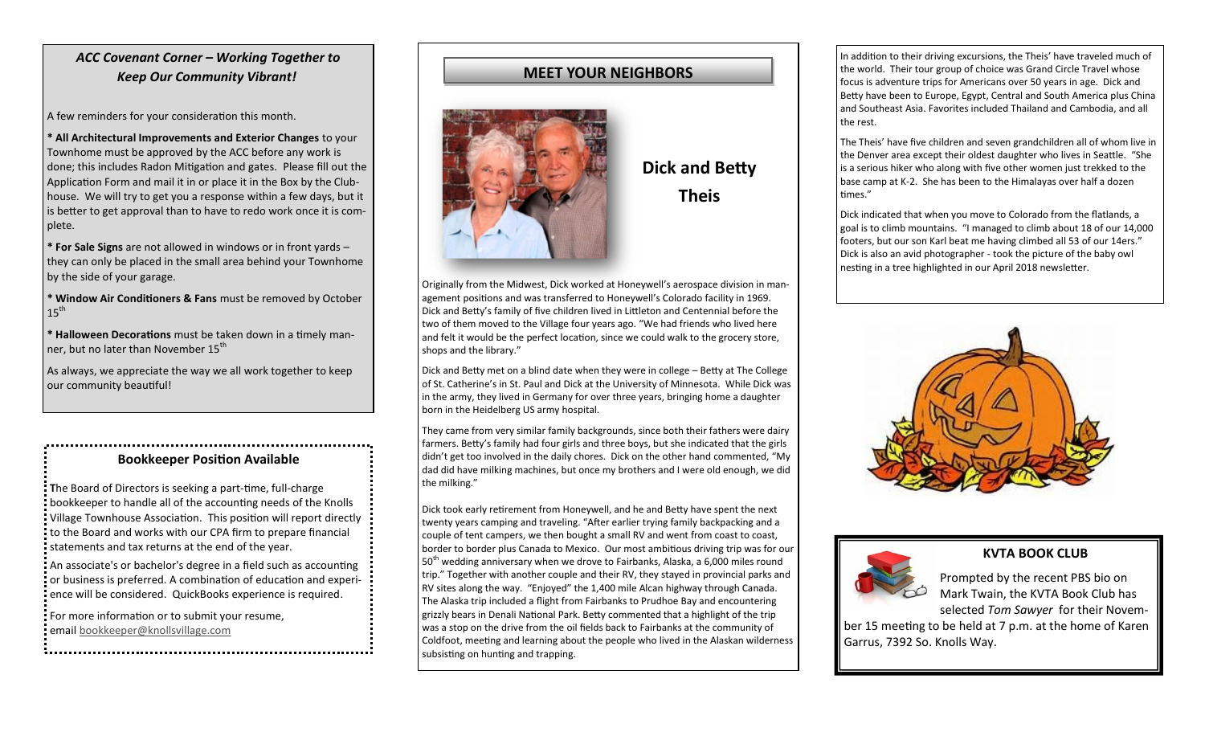### *ACC Covenant Corner – Working Together to Keep Our Community Vibrant!*

A few reminders for your consideration this month.

**\* All Architectural Improvements and Exterior Changes** to your Townhome must be approved by the ACC before any work is done; this includes Radon Mitigation and gates. Please fill out the Application Form and mail it in or place it in the Box by the Clubhouse. We will try to get you a response within a few days, but it is better to get approval than to have to redo work once it is complete.

**\* For Sale Signs** are not allowed in windows or in front yards – they can only be placed in the small area behind your Townhome by the side of your garage.

**\* Window Air Conditioners & Fans** must be removed by October 15th

**\* Halloween Decorations** must be taken down in a timely manner, but no later than November 15th

As always, we appreciate the way we all work together to keep our community beautiful!

### Bookkeeper Position Available

**T**he Board of Directors is seeking a part-time, full-charge bookkeeper to handle all of the accounting needs of the Knolls Village Townhouse Association. This position will report directly to the Board and works with our CPA firm to prepare financial statements and tax returns at the end of the year.

An associate's or bachelor's degree in a field such as accounting or business is preferred. A combination of education and experience will be considered. QuickBooks experience is required.

For more information or to submit your resume, email bookkeeper@knollsvillage.com

## MEET YOUR NEIGHBORS

### Dick and Betty Theis

Originally from the Midwest, Dick worked at Honeywell's aerospace division in management positions and was transferred to Honeywell's Colorado facility in 1969. Dick and Betty's family of five children lived in Littleton and Centennial before the two of them moved to the Village four years ago. "We had friends who lived here and felt it would be the perfect location, since we could walk to the grocery store, shops and the library."

Dick and Betty met on a blind date when they were in college – Betty at The College of St. Catherine's in St. Paul and Dick at the University of Minnesota. While Dick was in the army, they lived in Germany for over three years, bringing home a daughter born in the Heidelberg US army hospital.

They came from very similar family backgrounds, since both their fathers were dairy farmers. Betty's family had four girls and three boys, but she indicated that the girls didn't get too involved in the daily chores. Dick on the other hand commented, "My dad did have milking machines, but once my brothers and I were old enough, we did the milking."

Dick took early retirement from Honeywell, and he and Betty have spent the next twenty years camping and traveling. "After earlier trying family backpacking and a couple of tent campers, we then bought a small RV and went from coast to coast, border to border plus Canada to Mexico. Our most ambitious driving trip was for our 50th wedding anniversary when we drove to Fairbanks, Alaska, a 6,000 miles round trip." Together with another couple and their RV, they stayed in provincial parks and RV sites along the way. "Enjoyed" the 1,400 mile Alcan highway through Canada. The Alaska trip included a flight from Fairbanks to Prudhoe Bay and encountering grizzly bears in Denali National Park. Betty commented that a highlight of the trip was a stop on the drive from the oil fields back to Fairbanks at the community of Coldfoot, meeting and learning about the people who lived in the Alaskan wilderness subsisting on hunting and trapping.

In addition to their driving excursions, the Theis' have traveled much of the world. Their tour group of choice was Grand Circle Travel whose focus is adventure trips for Americans over 50 years in age. Dick and Betty have been to Europe, Egypt, Central and South America plus China and Southeast Asia. Favorites included Thailand and Cambodia, and all the rest.

The Theis' have five children and seven grandchildren all of whom live in the Denver area except their oldest daughter who lives in Seattle. "She is a serious hiker who along with five other women just trekked to the base camp at K-2. She has been to the Himalayas over half a dozen times."

Dick indicated that when you move to Colorado from the flatlands, a goal is to climb mountains. "I managed to climb about 18 of our 14,000 footers, but our son Karl beat me having climbed all 53 of our 14ers." Dick is also an avid photographer - took the picture of the baby owl nesting in a tree highlighted in our April 2018 newsletter.

### KVTA BOOK CLUB

Prompted by the recent PBS bio on Mark Twain, the KVTA Book Club has selected *Tom Sawyer* for their November 15 meeting to be held at 7 p.m. at the home of Karen Garrus, 7392 So. Knolls Way.